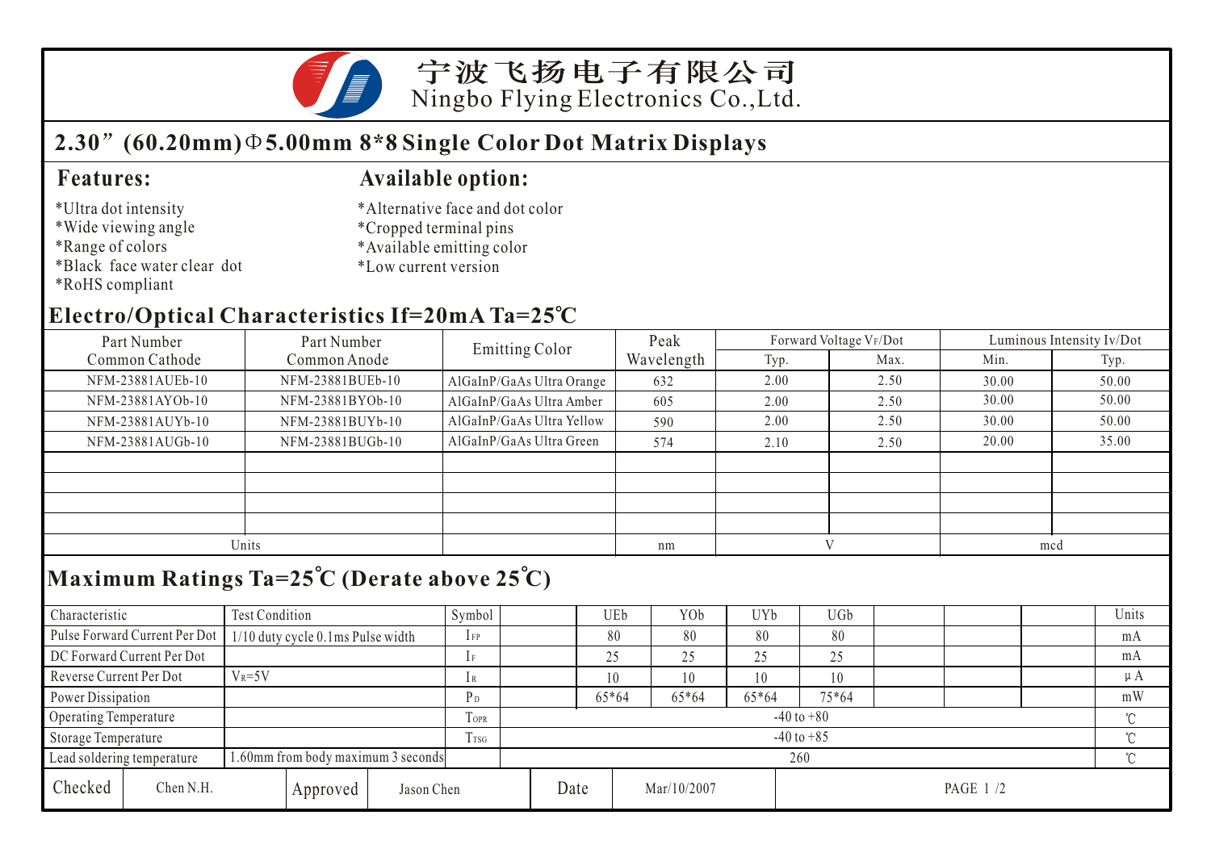# 宁波飞扬电子有限公司
Ningbo Flying Electronics Co.,Ltd.

## 2.30”(60.20mm)Φ5.00mm 8*8 Single Color Dot Matrix Displays

### Features:

*Ultra dot intensity
*Wide viewing angle
*Range of colors
*Black face water clear dot
*RoHS compliant

### Available option:

*Alternative face and dot color
*Cropped terminal pins
*Available emitting color
*Low current version

## Electro/Optical Characteristics If=20mA Ta=25℃

| Part Number Common Cathode | Part Number Common Anode | Emitting Color | Peak Wavelength | Forward Voltage VF/Dot | | Luminous Intensity Iv/Dot | |
|---|---|---|---|---|---|---|---|
| | | | | Typ. | Max. | Min. | Typ. |
| NFM-23881AUEb-10 | NFM-23881BUEb-10 | AlGaInP/GaAs Ultra Orange | 632 | 2.00 | 2.50 | 30.00 | 50.00 |
| NFM-23881AYOb-10 | NFM-23881BYOb-10 | AlGaInP/GaAs Ultra Amber | 605 | 2.00 | 2.50 | 30.00 | 50.00 |
| NFM-23881AUYb-10 | NFM-23881BUYb-10 | AlGaInP/GaAs Ultra Yellow | 590 | 2.00 | 2.50 | 30.00 | 50.00 |
| NFM-23881AUGb-10 | NFM-23881BUGb-10 | AlGaInP/GaAs Ultra Green | 574 | 2.10 | 2.50 | 20.00 | 35.00 |
| | | | | | | | |
| | | | | | | | |
| | | | | | | | |
| | | | | | | | |
| Units | | | nm | V | | mcd | |

## Maximum Ratings Ta=25℃ (Derate above 25℃)

| Characteristic | Test Condition | Symbol | | UEb | YOb | UYb | UGb | | | | Units |
|---|---|---|---|---|---|---|---|---|---|---|---|
| Pulse Forward Current Per Dot | 1/10 duty cycle 0.1ms Pulse width | $I_{FP}$ | | 80 | 80 | 80 | 80 | | | | mA |
| DC Forward Current Per Dot | | $I_F$ | | 25 | 25 | 25 | 25 | | | | mA |
| Reverse Current Per Dot | $V_R$=5V | $I_R$ | | 10 | 10 | 10 | 10 | | | | μA |
| Power Dissipation | | $P_D$ | | 65*64 | 65*64 | 65*64 | 75*64 | | | | mW |
| Operating Temperature | | $T_{OPR}$ | -40 to +80 | | | | | | | | ℃ |
| Storage Temperature | | $T_{TSG}$ | -40 to +85 | | | | | | | | ℃ |
| Lead soldering temperature | 1.60mm from body maximum 3 seconds | | 260 | | | | | | | | ℃ |

| Checked | Chen N.H. | Approved | Jason Chen | Date | Mar/10/2007 |
|---|---|---|---|---|---|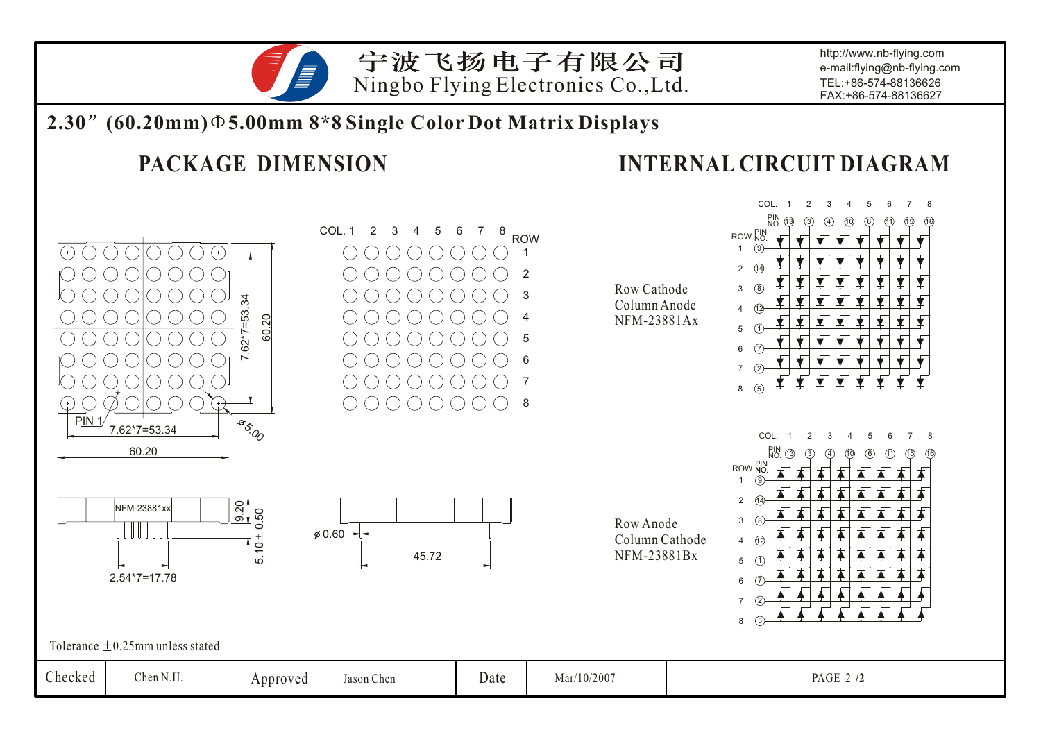宁波飞扬电子有限公司
Ningbo Flying Electronics Co.,Ltd.

http://www.nb-flying.com
e-mail:flying@nb-flying.com
TEL:+86-574-88136626
FAX:+86-574-88136627

## 2.30”(60.20mm) Φ5.00mm 8*8 Single Color Dot Matrix Displays

## PACKAGE DIMENSION

7.62*7=53.34
60.20
PIN 1
7.62*7=53.34
60.20
ø5.00

COL. 1 2 3 4 5 6 7 8
ROW 1 2 3 4 5 6 7 8

NFM-23881xx
9.20
5.10 ± 0.50
2.54*7=17.78

ø0.60
45.72

Tolerance ±0.25mm unless stated

## INTERNAL CIRCUIT DIAGRAM

Row Cathode
Column Anode
NFM-23881Ax

COL. 1 2 3 4 5 6 7 8
PIN NO. 13 3 4 10 6 11 15 16
ROW / PIN NO.: 1 – 9; 2 – 14; 3 – 8; 4 – 12; 5 – 1; 6 – 7; 7 – 2; 8 – 5

Row Anode
Column Cathode
NFM-23881Bx

COL. 1 2 3 4 5 6 7 8
PIN NO. 13 3 4 10 6 11 15 16
ROW / PIN NO.: 1 – 9; 2 – 14; 3 – 8; 4 – 12; 5 – 1; 6 – 7; 7 – 2; 8 – 5

| Checked | Chen N.H. | Approved | Jason Chen | Date | Mar/10/2007 |
|---|---|---|---|---|---|